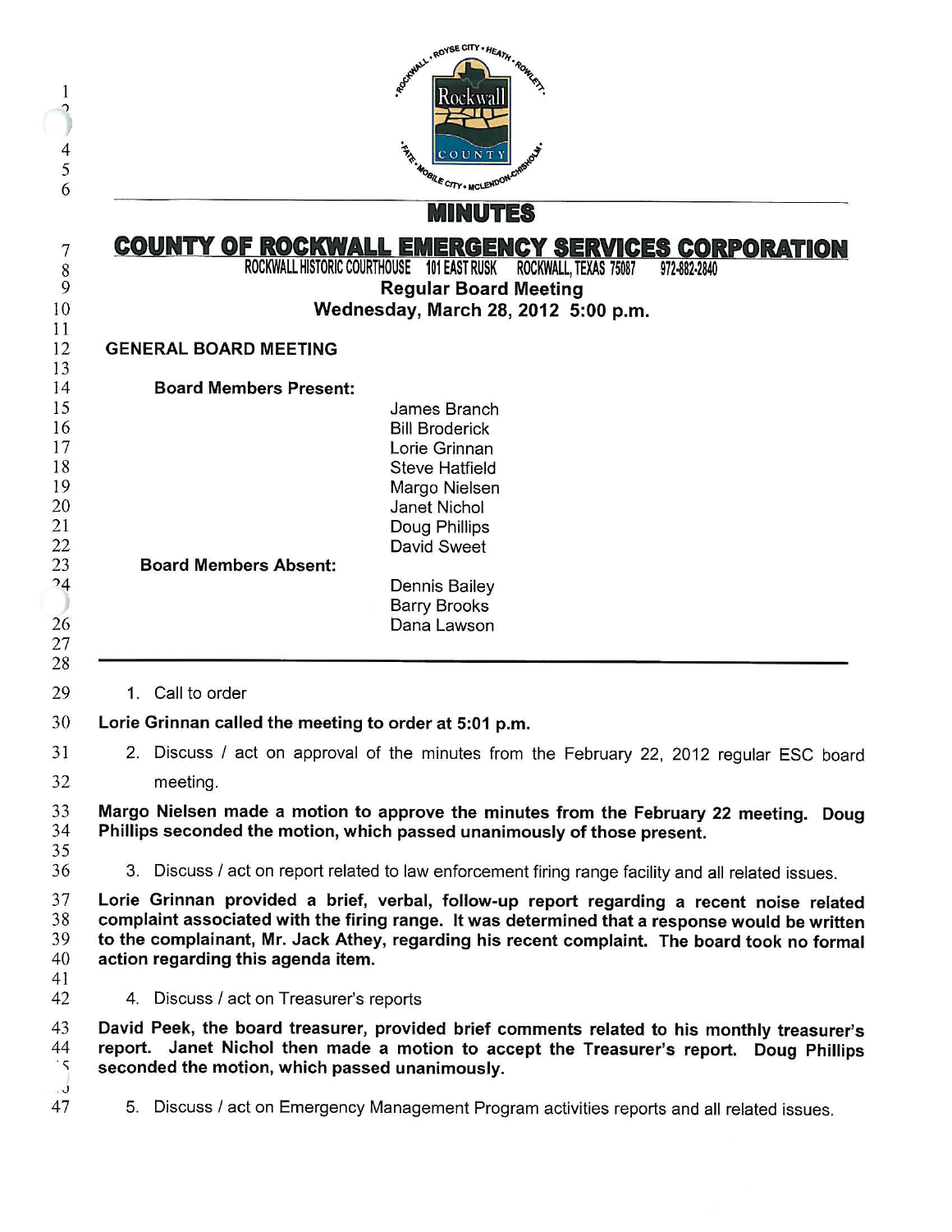# MINUTES

## COUNTY OF ROCKWALL EMERGENCY SERVICES CORPORATION

ROCKWALL HISTORIC COURTHOUSE 101 EAST RUSK ROCKWALL, TEXAS 75087 972-882-2840

**Regular Board Meeting**
**Wednesday, March 28, 2012 5:00 p.m.**

### GENERAL BOARD MEETING

**Board Members Present:**

James Branch
Bill Broderick
Lorie Grinnan
Steve Hatfield
Margo Nielsen
Janet Nichol
Doug Phillips
David Sweet

**Board Members Absent:**

Dennis Bailey
Barry Brooks
Dana Lawson

---

1. Call to order

**Lorie Grinnan called the meeting to order at 5:01 p.m.**

2. Discuss / act on approval of the minutes from the February 22, 2012 regular ESC board meeting.

**Margo Nielsen made a motion to approve the minutes from the February 22 meeting. Doug Phillips seconded the motion, which passed unanimously of those present.**

3. Discuss / act on report related to law enforcement firing range facility and all related issues.

**Lorie Grinnan provided a brief, verbal, follow-up report regarding a recent noise related complaint associated with the firing range. It was determined that a response would be written to the complainant, Mr. Jack Athey, regarding his recent complaint. The board took no formal action regarding this agenda item.**

4. Discuss / act on Treasurer's reports

**David Peek, the board treasurer, provided brief comments related to his monthly treasurer's report. Janet Nichol then made a motion to accept the Treasurer's report. Doug Phillips seconded the motion, which passed unanimously.**

5. Discuss / act on Emergency Management Program activities reports and all related issues.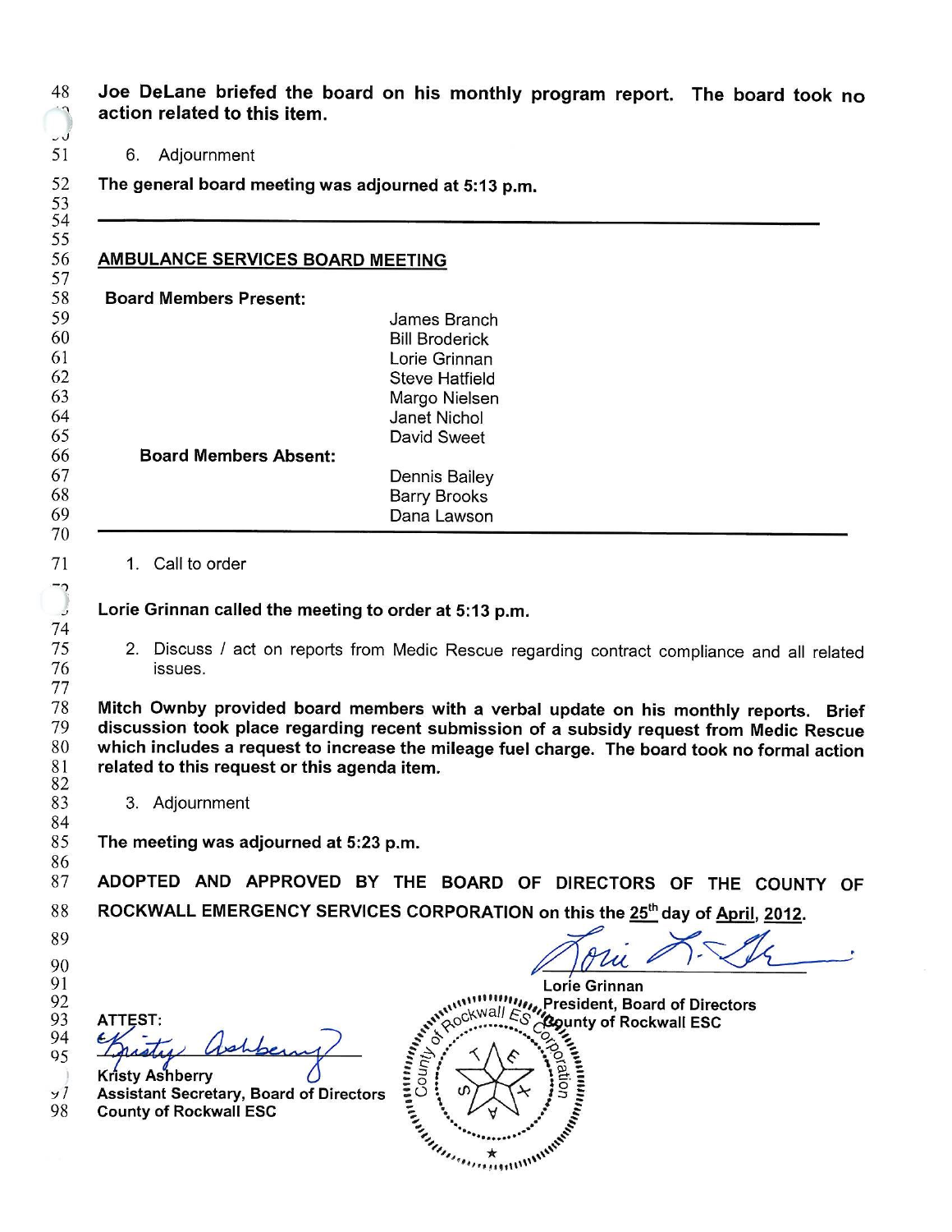**Joe DeLane briefed the board on his monthly program report. The board took no action related to this item.**

6. Adjournment

**The general board meeting was adjourned at 5:13 p.m.**

---

## AMBULANCE SERVICES BOARD MEETING

| | |
|---|---|
| **Board Members Present:** | James Branch |
| | Bill Broderick |
| | Lorie Grinnan |
| | Steve Hatfield |
| | Margo Nielsen |
| | Janet Nichol |
| | David Sweet |
| **Board Members Absent:** | Dennis Bailey |
| | Barry Brooks |
| | Dana Lawson |

---

1. Call to order

**Lorie Grinnan called the meeting to order at 5:13 p.m.**

2. Discuss / act on reports from Medic Rescue regarding contract compliance and all related issues.

**Mitch Ownby provided board members with a verbal update on his monthly reports. Brief discussion took place regarding recent submission of a subsidy request from Medic Rescue which includes a request to increase the mileage fuel charge. The board took no formal action related to this request or this agenda item.**

3. Adjournment

**The meeting was adjourned at 5:23 p.m.**

**ADOPTED AND APPROVED BY THE BOARD OF DIRECTORS OF THE COUNTY OF ROCKWALL EMERGENCY SERVICES CORPORATION on this the 25th day of April, 2012.**

**Lorie Grinnan**
**President, Board of Directors**
**County of Rockwall ESC**

**ATTEST:**

**Kristy Ashberry**
**Assistant Secretary, Board of Directors**
**County of Rockwall ESC**

County of Rockwall ES Corporation